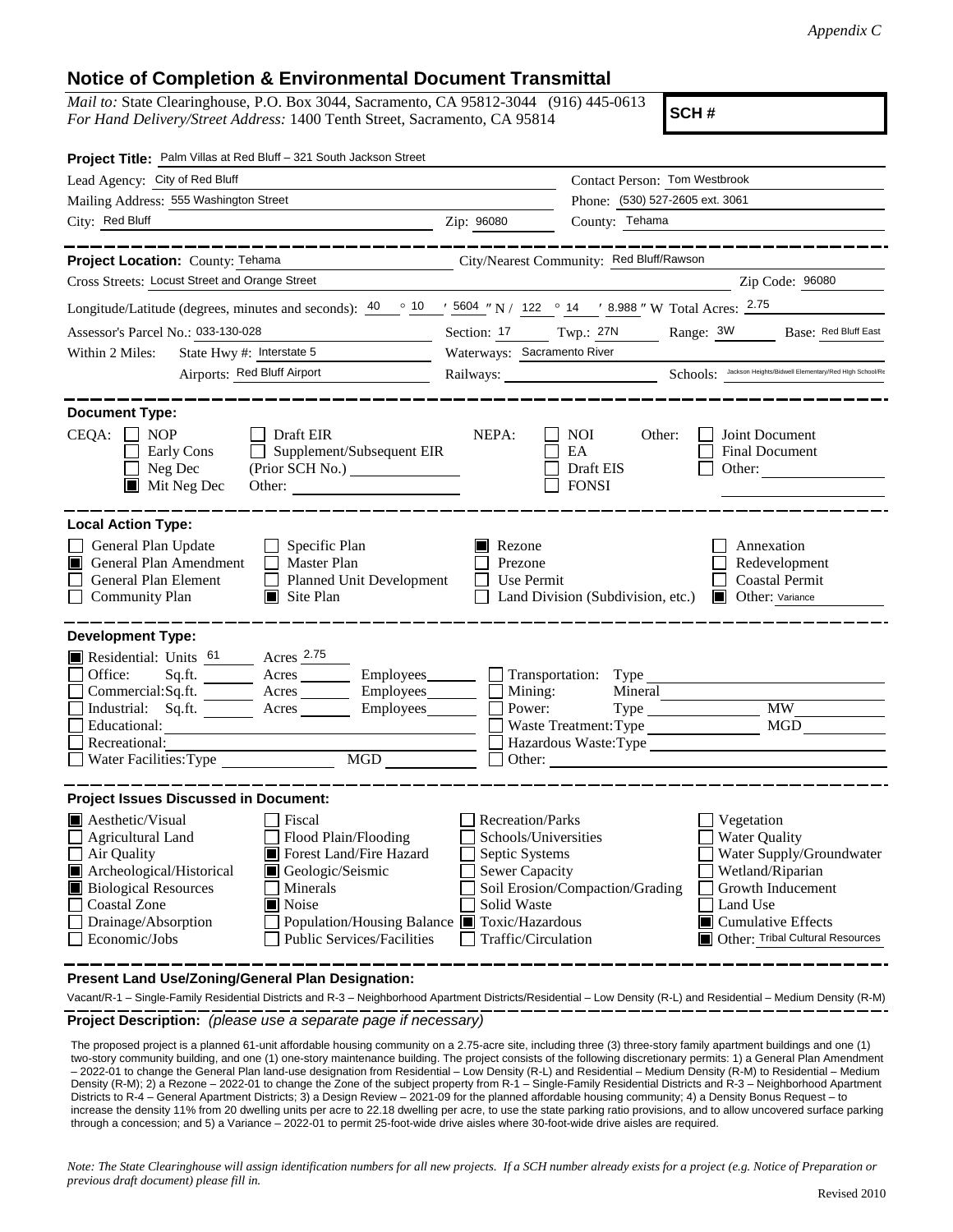*Appendix C*

# Notice of Completion & Environmental Document Transmittal

*Mail to:* State Clearinghouse, P.O. Box 3044, Sacramento, CA 95812-3044 (916) 445-0613
*For Hand Delivery/Street Address:* 1400 Tenth Street, Sacramento, CA 95814

**SCH #**

**Project Title:** Palm Villas at Red Bluff – 321 South Jackson Street

Lead Agency: City of Red Bluff
Contact Person: Tom Westbrook
Mailing Address: 555 Washington Street
Phone: (530) 527-2605 ext. 3061
City: Red Bluff
Zip: 96080
County: Tehama

**Project Location:** County: Tehama
City/Nearest Community: Red Bluff/Rawson
Cross Streets: Locust Street and Orange Street
Zip Code: 96080

Longitude/Latitude (degrees, minutes and seconds): 40 ° 10 ′ 5604 ″ N / 122 ° 14 ′ 8.988 ″ W Total Acres: 2.75

Assessor's Parcel No.: 033-130-028
Section: 17 Twp.: 27N Range: 3W Base: Red Bluff East

Within 2 Miles: State Hwy #: Interstate 5
Waterways: Sacramento River
Airports: Red Bluff Airport
Railways:
Schools: Jackson Heights/Bidwell Elementary/Red High School/Re

**Document Type:**

CEQA:
- ☐ NOP
- ☐ Early Cons
- ☐ Neg Dec
- ☒ Mit Neg Dec
- ☐ Draft EIR
- ☐ Supplement/Subsequent EIR (Prior SCH No.)
- Other:

NEPA:
- ☐ NOI
- ☐ EA
- ☐ Draft EIS
- ☐ FONSI

Other:
- ☐ Joint Document
- ☐ Final Document
- ☐ Other:

**Local Action Type:**

- ☐ General Plan Update
- ☒ General Plan Amendment
- ☐ General Plan Element
- ☐ Community Plan
- ☐ Specific Plan
- ☐ Master Plan
- ☐ Planned Unit Development
- ☒ Site Plan
- ☒ Rezone
- ☐ Prezone
- ☐ Use Permit
- ☐ Land Division (Subdivision, etc.)
- ☐ Annexation
- ☐ Redevelopment
- ☐ Coastal Permit
- ☒ Other: Variance

**Development Type:**

- ☒ Residential: Units 61 Acres 2.75
- ☐ Office: Sq.ft. Acres Employees
- ☐ Commercial: Sq.ft. Acres Employees
- ☐ Industrial: Sq.ft. Acres Employees
- ☐ Educational:
- ☐ Recreational:
- ☐ Water Facilities: Type MGD
- ☐ Transportation: Type
- ☐ Mining: Mineral
- ☐ Power: Type MW
- ☐ Waste Treatment: Type MGD
- ☐ Hazardous Waste: Type
- ☐ Other:

**Project Issues Discussed in Document:**

- ☒ Aesthetic/Visual
- ☐ Agricultural Land
- ☐ Air Quality
- ☒ Archeological/Historical
- ☒ Biological Resources
- ☐ Coastal Zone
- ☐ Drainage/Absorption
- ☐ Economic/Jobs
- ☐ Fiscal
- ☐ Flood Plain/Flooding
- ☒ Forest Land/Fire Hazard
- ☒ Geologic/Seismic
- ☐ Minerals
- ☒ Noise
- ☐ Population/Housing Balance
- ☐ Public Services/Facilities
- ☐ Recreation/Parks
- ☐ Schools/Universities
- ☐ Septic Systems
- ☐ Sewer Capacity
- ☐ Soil Erosion/Compaction/Grading
- ☐ Solid Waste
- ☒ Toxic/Hazardous
- ☐ Traffic/Circulation
- ☐ Vegetation
- ☐ Water Quality
- ☐ Water Supply/Groundwater
- ☐ Wetland/Riparian
- ☐ Growth Inducement
- ☐ Land Use
- ☒ Cumulative Effects
- ☒ Other: Tribal Cultural Resources

**Present Land Use/Zoning/General Plan Designation:**

Vacant/R-1 – Single-Family Residential Districts and R-3 – Neighborhood Apartment Districts/Residential – Low Density (R-L) and Residential – Medium Density (R-M)

**Project Description:** *(please use a separate page if necessary)*

The proposed project is a planned 61-unit affordable housing community on a 2.75-acre site, including three (3) three-story family apartment buildings and one (1) two-story community building, and one (1) one-story maintenance building. The project consists of the following discretionary permits: 1) a General Plan Amendment – 2022-01 to change the General Plan land-use designation from Residential – Low Density (R-L) and Residential – Medium Density (R-M) to Residential – Medium Density (R-M); 2) a Rezone – 2022-01 to change the Zone of the subject property from R-1 – Single-Family Residential Districts and R-3 – Neighborhood Apartment Districts to R-4 – General Apartment Districts; 3) a Design Review – 2021-09 for the planned affordable housing community; 4) a Density Bonus Request – to increase the density 11% from 20 dwelling units per acre to 22.18 dwelling per acre, to use the state parking ratio provisions, and to allow uncovered surface parking through a concession; and 5) a Variance – 2022-01 to permit 25-foot-wide drive aisles where 30-foot-wide drive aisles are required.

*Note: The State Clearinghouse will assign identification numbers for all new projects. If a SCH number already exists for a project (e.g. Notice of Preparation or previous draft document) please fill in.*

Revised 2010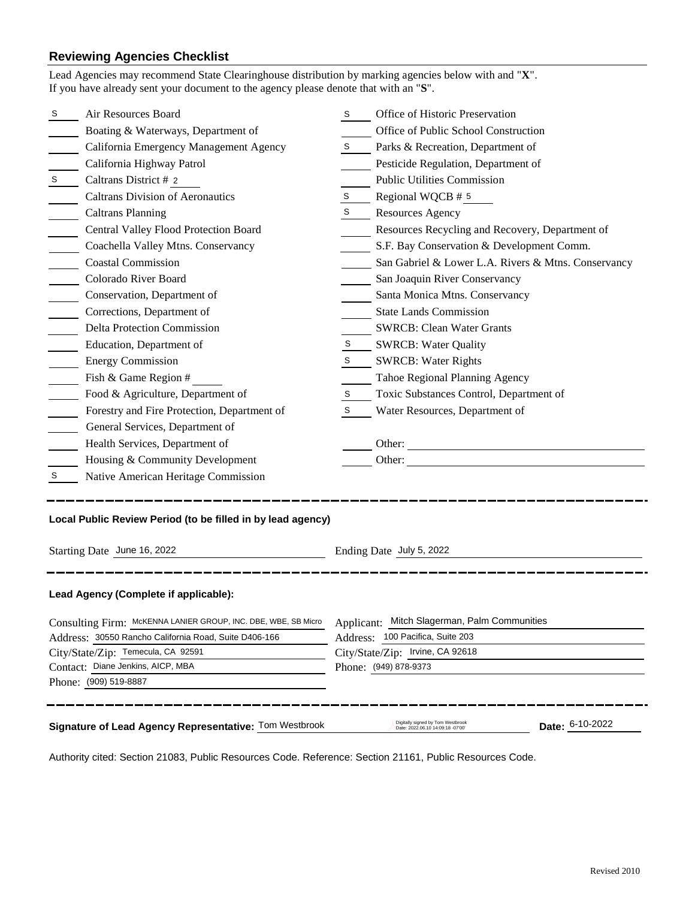## Reviewing Agencies Checklist

Lead Agencies may recommend State Clearinghouse distribution by marking agencies below with and "**X**".
If you have already sent your document to the agency please denote that with an "**S**".

| | | | |
|---|---|---|---|
| S | Air Resources Board | S | Office of Historic Preservation |
| | Boating & Waterways, Department of | | Office of Public School Construction |
| | California Emergency Management Agency | S | Parks & Recreation, Department of |
| | California Highway Patrol | | Pesticide Regulation, Department of |
| S | Caltrans District # 2 | | Public Utilities Commission |
| | Caltrans Division of Aeronautics | S | Regional WQCB # 5 |
| | Caltrans Planning | S | Resources Agency |
| | Central Valley Flood Protection Board | | Resources Recycling and Recovery, Department of |
| | Coachella Valley Mtns. Conservancy | | S.F. Bay Conservation & Development Comm. |
| | Coastal Commission | | San Gabriel & Lower L.A. Rivers & Mtns. Conservancy |
| | Colorado River Board | | San Joaquin River Conservancy |
| | Conservation, Department of | | Santa Monica Mtns. Conservancy |
| | Corrections, Department of | | State Lands Commission |
| | Delta Protection Commission | | SWRCB: Clean Water Grants |
| | Education, Department of | S | SWRCB: Water Quality |
| | Energy Commission | S | SWRCB: Water Rights |
| | Fish & Game Region # | | Tahoe Regional Planning Agency |
| | Food & Agriculture, Department of | S | Toxic Substances Control, Department of |
| | Forestry and Fire Protection, Department of | S | Water Resources, Department of |
| | General Services, Department of | | |
| | Health Services, Department of | | Other: |
| | Housing & Community Development | | Other: |
| S | Native American Heritage Commission | | |

---

**Local Public Review Period (to be filled in by lead agency)**

Starting Date June 16, 2022 Ending Date July 5, 2022

---

**Lead Agency (Complete if applicable):**

Consulting Firm: McKENNA LANIER GROUP, INC. DBE, WBE, SB Micro
Address: 30550 Rancho California Road, Suite D406-166
City/State/Zip: Temecula, CA 92591
Contact: Diane Jenkins, AICP, MBA
Phone: (909) 519-8887

Applicant: Mitch Slagerman, Palm Communities
Address: 100 Pacifica, Suite 203
City/State/Zip: Irvine, CA 92618
Phone: (949) 878-9373

---

**Signature of Lead Agency Representative:** Tom Westbrook Digitally signed by Tom Westbrook Date: 2022.06.10 14:09:18 -07'00' **Date:** 6-10-2022

Authority cited: Section 21083, Public Resources Code. Reference: Section 21161, Public Resources Code.

Revised 2010